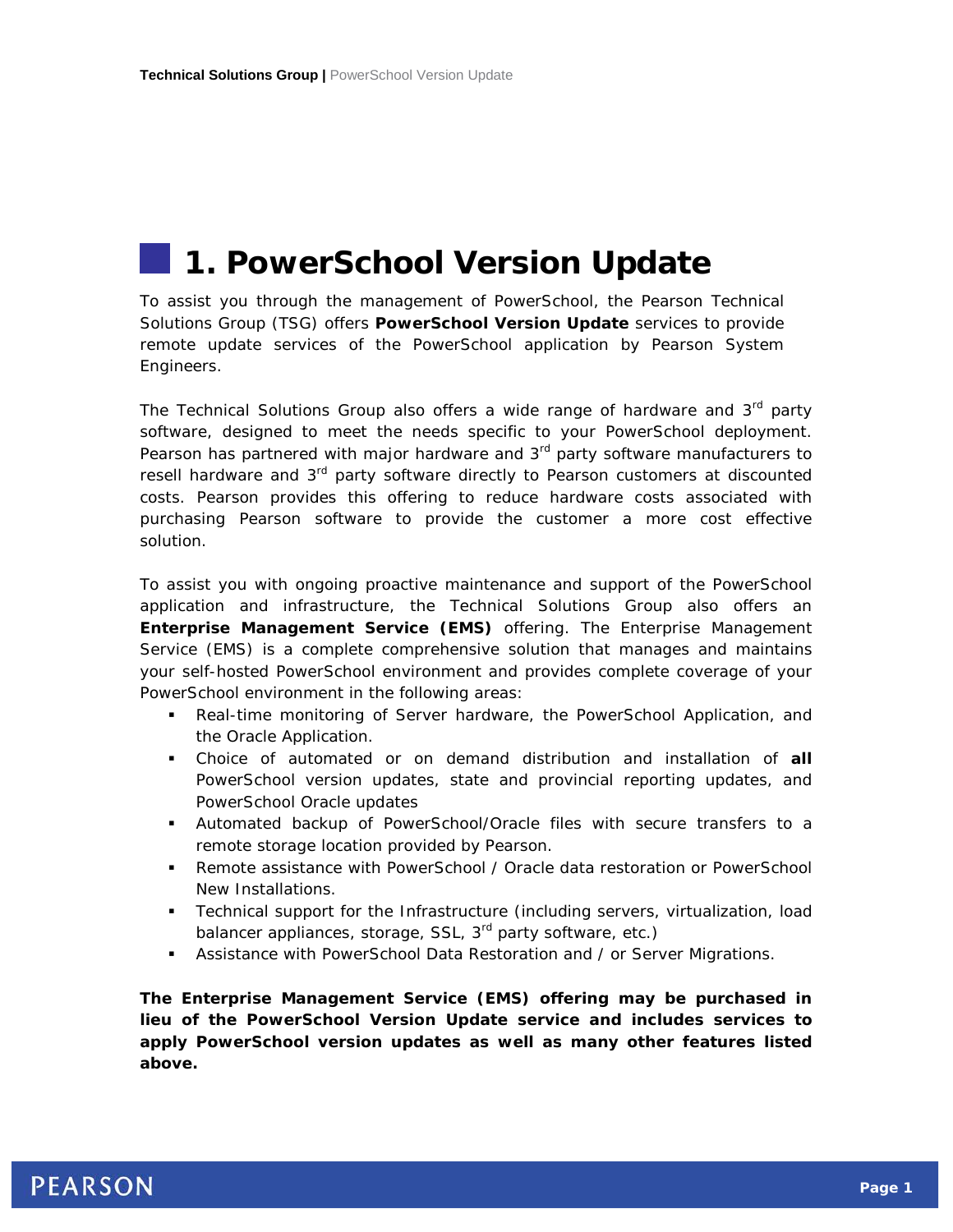# 1. PowerSchool Version Update

To assist you through the management of PowerSchool, the Pearson Technical Solutions Group (TSG) offers **PowerSchool Version Update** services to provide remote update services of the PowerSchool application by Pearson System Engineers.

The Technical Solutions Group also offers a wide range of hardware and 3rd party software, designed to meet the needs specific to your PowerSchool deployment. Pearson has partnered with major hardware and 3rd party software manufacturers to resell hardware and 3rd party software directly to Pearson customers at discounted costs. Pearson provides this offering to reduce hardware costs associated with purchasing Pearson software to provide the customer a more cost effective solution.

To assist you with ongoing proactive maintenance and support of the PowerSchool application and infrastructure, the Technical Solutions Group also offers an **Enterprise Management Service (EMS)** offering. The Enterprise Management Service (EMS) is a complete comprehensive solution that manages and maintains your self-hosted PowerSchool environment and provides complete coverage of your PowerSchool environment in the following areas:

- Real-time monitoring of Server hardware, the PowerSchool Application, and the Oracle Application.
- Choice of automated or on demand distribution and installation of **all** PowerSchool version updates, state and provincial reporting updates, and PowerSchool Oracle updates
- Automated backup of PowerSchool/Oracle files with secure transfers to a remote storage location provided by Pearson.
- Remote assistance with PowerSchool / Oracle data restoration or PowerSchool New Installations.
- Technical support for the Infrastructure (including servers, virtualization, load balancer appliances, storage, SSL, 3rd party software, etc.)
- Assistance with PowerSchool Data Restoration and / or Server Migrations.

**The Enterprise Management Service (EMS) offering may be purchased in lieu of the PowerSchool Version Update service and includes services to apply PowerSchool version updates as well as many other features listed above.**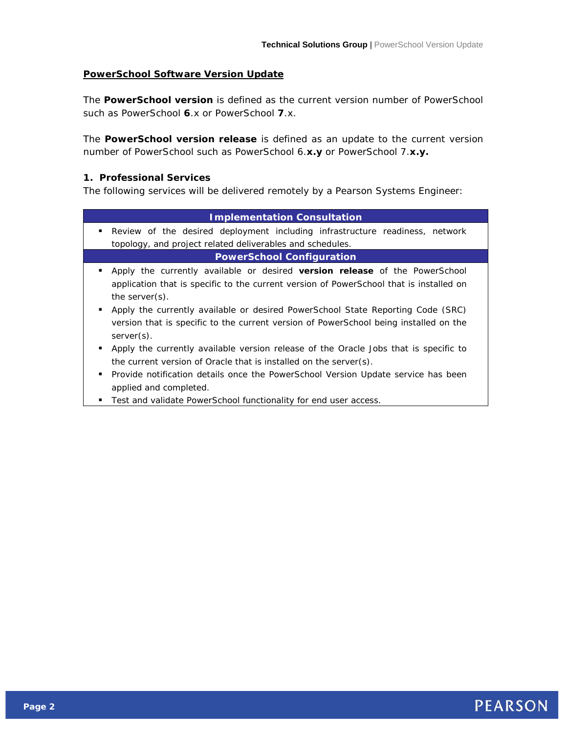## PowerSchool Software Version Update

The **PowerSchool version** is defined as the current version number of PowerSchool such as PowerSchool **6**.x or PowerSchool **7**.x.

The **PowerSchool version release** is defined as an update to the current version number of PowerSchool such as PowerSchool 6.**x.y** or PowerSchool 7.**x.y.**

### 1. Professional Services

The following services will be delivered remotely by a Pearson Systems Engineer:

| Implementation Consultation |
|---|
| ▪ Review of the desired deployment including infrastructure readiness, network topology, and project related deliverables and schedules. |
| **PowerSchool Configuration** |
| ▪ Apply the currently available or desired **version release** of the PowerSchool application that is specific to the current version of PowerSchool that is installed on the server(s).<br>▪ Apply the currently available or desired PowerSchool State Reporting Code (SRC) version that is specific to the current version of PowerSchool being installed on the server(s).<br>▪ Apply the currently available version release of the Oracle Jobs that is specific to the current version of Oracle that is installed on the server(s).<br>▪ Provide notification details once the PowerSchool Version Update service has been applied and completed.<br>▪ Test and validate PowerSchool functionality for end user access. |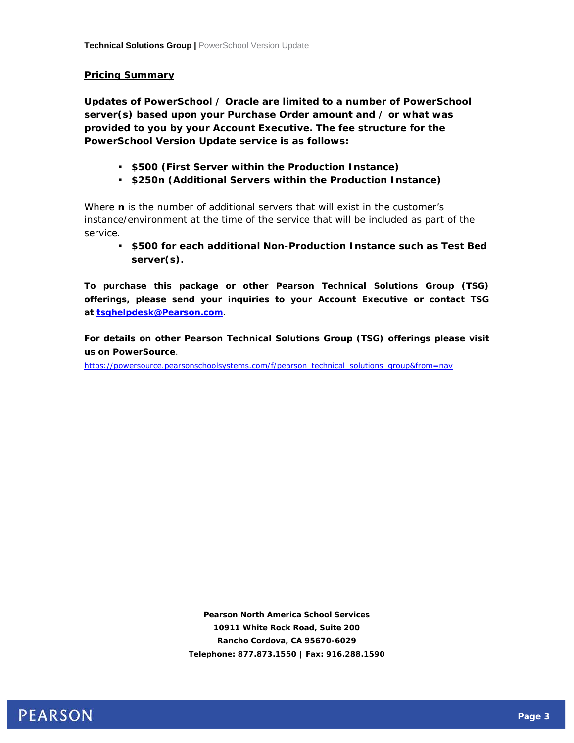## Pricing Summary

**Updates of PowerSchool / Oracle are limited to a number of PowerSchool server(s) based upon your Purchase Order amount and / or what was provided to you by your Account Executive. The fee structure for the PowerSchool Version Update service is as follows:**

- **$500 (First Server within the Production Instance)**
- **$250n (Additional Servers within the Production Instance)**

Where **n** is the number of additional servers that will exist in the customer's instance/environment at the time of the service that will be included as part of the service.

- **$500 for each additional Non-Production Instance such as Test Bed server(s).**

**To purchase this package or other Pearson Technical Solutions Group (TSG) offerings, please send your inquiries to your Account Executive or contact TSG at [tsghelpdesk@Pearson.com](mailto:tsghelpdesk@Pearson.com)**.

**For details on other Pearson Technical Solutions Group (TSG) offerings please visit us on PowerSource**.

https://powersource.pearsonschoolsystems.com/f/pearson_technical_solutions_group&from=nav

**Pearson North America School Services**
**10911 White Rock Road, Suite 200**
**Rancho Cordova, CA 95670-6029**
**Telephone: 877.873.1550 | Fax: 916.288.1590**